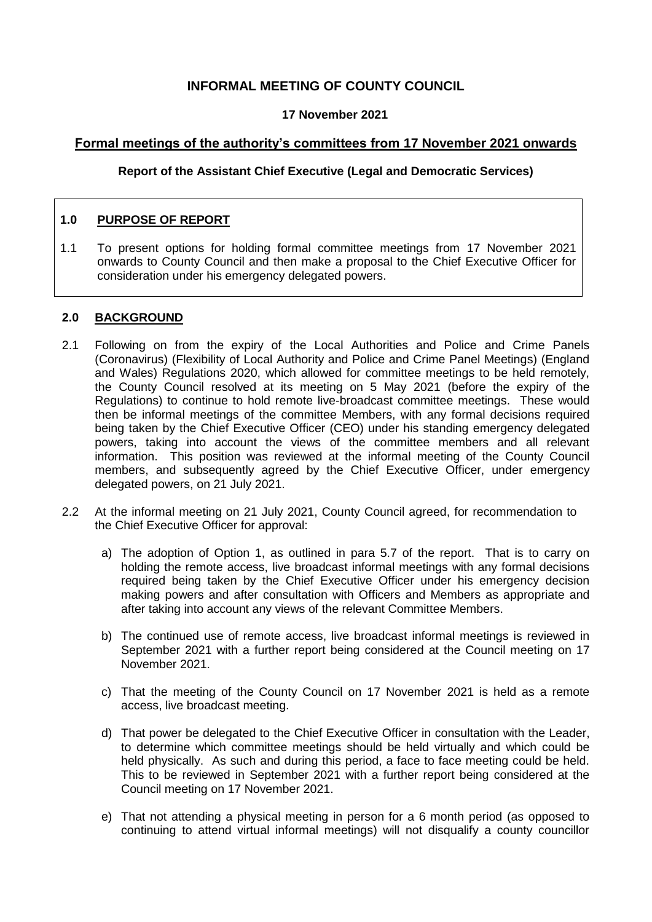# INFORMAL MEETING OF COUNTY COUNCIL

**17 November 2021**

## Formal meetings of the authority's committees from 17 November 2021 onwards

**Report of the Assistant Chief Executive (Legal and Democratic Services)**

### 1.0 PURPOSE OF REPORT

1.1 To present options for holding formal committee meetings from 17 November 2021 onwards to County Council and then make a proposal to the Chief Executive Officer for consideration under his emergency delegated powers.

### 2.0 BACKGROUND

2.1 Following on from the expiry of the Local Authorities and Police and Crime Panels (Coronavirus) (Flexibility of Local Authority and Police and Crime Panel Meetings) (England and Wales) Regulations 2020, which allowed for committee meetings to be held remotely, the County Council resolved at its meeting on 5 May 2021 (before the expiry of the Regulations) to continue to hold remote live-broadcast committee meetings. These would then be informal meetings of the committee Members, with any formal decisions required being taken by the Chief Executive Officer (CEO) under his standing emergency delegated powers, taking into account the views of the committee members and all relevant information. This position was reviewed at the informal meeting of the County Council members, and subsequently agreed by the Chief Executive Officer, under emergency delegated powers, on 21 July 2021.

2.2 At the informal meeting on 21 July 2021, County Council agreed, for recommendation to the Chief Executive Officer for approval:

a) The adoption of Option 1, as outlined in para 5.7 of the report. That is to carry on holding the remote access, live broadcast informal meetings with any formal decisions required being taken by the Chief Executive Officer under his emergency decision making powers and after consultation with Officers and Members as appropriate and after taking into account any views of the relevant Committee Members.

b) The continued use of remote access, live broadcast informal meetings is reviewed in September 2021 with a further report being considered at the Council meeting on 17 November 2021.

c) That the meeting of the County Council on 17 November 2021 is held as a remote access, live broadcast meeting.

d) That power be delegated to the Chief Executive Officer in consultation with the Leader, to determine which committee meetings should be held virtually and which could be held physically. As such and during this period, a face to face meeting could be held. This to be reviewed in September 2021 with a further report being considered at the Council meeting on 17 November 2021.

e) That not attending a physical meeting in person for a 6 month period (as opposed to continuing to attend virtual informal meetings) will not disqualify a county councillor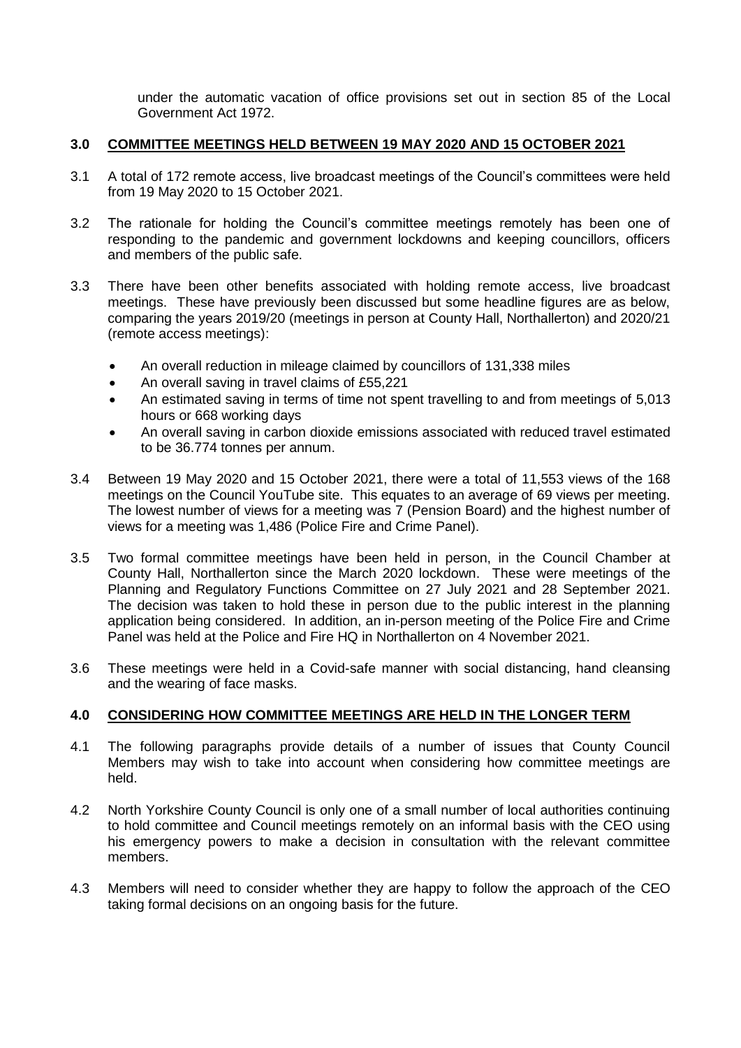under the automatic vacation of office provisions set out in section 85 of the Local Government Act 1972.

## 3.0 COMMITTEE MEETINGS HELD BETWEEN 19 MAY 2020 AND 15 OCTOBER 2021

3.1 A total of 172 remote access, live broadcast meetings of the Council's committees were held from 19 May 2020 to 15 October 2021.

3.2 The rationale for holding the Council's committee meetings remotely has been one of responding to the pandemic and government lockdowns and keeping councillors, officers and members of the public safe.

3.3 There have been other benefits associated with holding remote access, live broadcast meetings. These have previously been discussed but some headline figures are as below, comparing the years 2019/20 (meetings in person at County Hall, Northallerton) and 2020/21 (remote access meetings):

- An overall reduction in mileage claimed by councillors of 131,338 miles
- An overall saving in travel claims of £55,221
- An estimated saving in terms of time not spent travelling to and from meetings of 5,013 hours or 668 working days
- An overall saving in carbon dioxide emissions associated with reduced travel estimated to be 36.774 tonnes per annum.

3.4 Between 19 May 2020 and 15 October 2021, there were a total of 11,553 views of the 168 meetings on the Council YouTube site. This equates to an average of 69 views per meeting. The lowest number of views for a meeting was 7 (Pension Board) and the highest number of views for a meeting was 1,486 (Police Fire and Crime Panel).

3.5 Two formal committee meetings have been held in person, in the Council Chamber at County Hall, Northallerton since the March 2020 lockdown. These were meetings of the Planning and Regulatory Functions Committee on 27 July 2021 and 28 September 2021. The decision was taken to hold these in person due to the public interest in the planning application being considered. In addition, an in-person meeting of the Police Fire and Crime Panel was held at the Police and Fire HQ in Northallerton on 4 November 2021.

3.6 These meetings were held in a Covid-safe manner with social distancing, hand cleansing and the wearing of face masks.

## 4.0 CONSIDERING HOW COMMITTEE MEETINGS ARE HELD IN THE LONGER TERM

4.1 The following paragraphs provide details of a number of issues that County Council Members may wish to take into account when considering how committee meetings are held.

4.2 North Yorkshire County Council is only one of a small number of local authorities continuing to hold committee and Council meetings remotely on an informal basis with the CEO using his emergency powers to make a decision in consultation with the relevant committee members.

4.3 Members will need to consider whether they are happy to follow the approach of the CEO taking formal decisions on an ongoing basis for the future.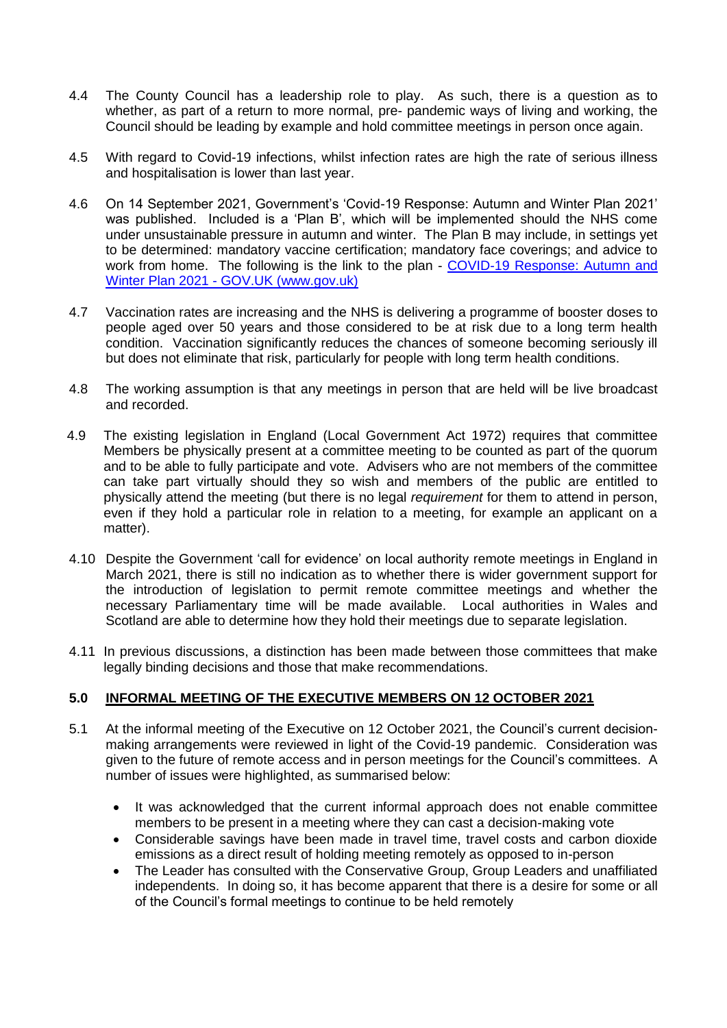4.4 The County Council has a leadership role to play. As such, there is a question as to whether, as part of a return to more normal, pre- pandemic ways of living and working, the Council should be leading by example and hold committee meetings in person once again.

4.5 With regard to Covid-19 infections, whilst infection rates are high the rate of serious illness and hospitalisation is lower than last year.

4.6 On 14 September 2021, Government's 'Covid-19 Response: Autumn and Winter Plan 2021' was published. Included is a 'Plan B', which will be implemented should the NHS come under unsustainable pressure in autumn and winter. The Plan B may include, in settings yet to be determined: mandatory vaccine certification; mandatory face coverings; and advice to work from home. The following is the link to the plan - [COVID-19 Response: Autumn and Winter Plan 2021 - GOV.UK (www.gov.uk)]

4.7 Vaccination rates are increasing and the NHS is delivering a programme of booster doses to people aged over 50 years and those considered to be at risk due to a long term health condition. Vaccination significantly reduces the chances of someone becoming seriously ill but does not eliminate that risk, particularly for people with long term health conditions.

4.8 The working assumption is that any meetings in person that are held will be live broadcast and recorded.

4.9 The existing legislation in England (Local Government Act 1972) requires that committee Members be physically present at a committee meeting to be counted as part of the quorum and to be able to fully participate and vote. Advisers who are not members of the committee can take part virtually should they so wish and members of the public are entitled to physically attend the meeting (but there is no legal *requirement* for them to attend in person, even if they hold a particular role in relation to a meeting, for example an applicant on a matter).

4.10 Despite the Government 'call for evidence' on local authority remote meetings in England in March 2021, there is still no indication as to whether there is wider government support for the introduction of legislation to permit remote committee meetings and whether the necessary Parliamentary time will be made available. Local authorities in Wales and Scotland are able to determine how they hold their meetings due to separate legislation.

4.11 In previous discussions, a distinction has been made between those committees that make legally binding decisions and those that make recommendations.

## 5.0 INFORMAL MEETING OF THE EXECUTIVE MEMBERS ON 12 OCTOBER 2021

5.1 At the informal meeting of the Executive on 12 October 2021, the Council's current decision-making arrangements were reviewed in light of the Covid-19 pandemic. Consideration was given to the future of remote access and in person meetings for the Council's committees. A number of issues were highlighted, as summarised below:

- It was acknowledged that the current informal approach does not enable committee members to be present in a meeting where they can cast a decision-making vote
- Considerable savings have been made in travel time, travel costs and carbon dioxide emissions as a direct result of holding meeting remotely as opposed to in-person
- The Leader has consulted with the Conservative Group, Group Leaders and unaffiliated independents. In doing so, it has become apparent that there is a desire for some or all of the Council's formal meetings to continue to be held remotely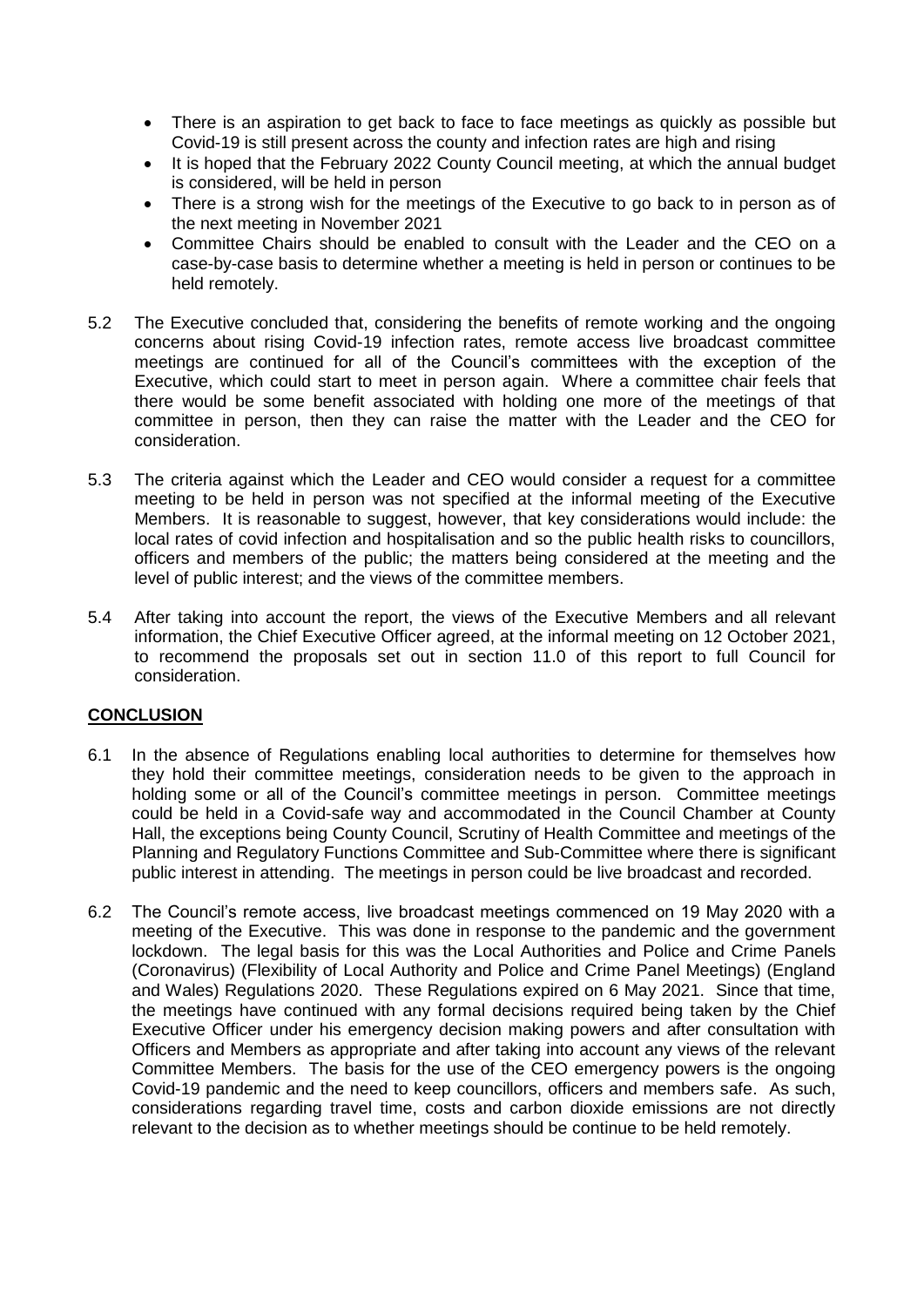- There is an aspiration to get back to face to face meetings as quickly as possible but Covid-19 is still present across the county and infection rates are high and rising
- It is hoped that the February 2022 County Council meeting, at which the annual budget is considered, will be held in person
- There is a strong wish for the meetings of the Executive to go back to in person as of the next meeting in November 2021
- Committee Chairs should be enabled to consult with the Leader and the CEO on a case-by-case basis to determine whether a meeting is held in person or continues to be held remotely.

5.2 The Executive concluded that, considering the benefits of remote working and the ongoing concerns about rising Covid-19 infection rates, remote access live broadcast committee meetings are continued for all of the Council's committees with the exception of the Executive, which could start to meet in person again. Where a committee chair feels that there would be some benefit associated with holding one more of the meetings of that committee in person, then they can raise the matter with the Leader and the CEO for consideration.

5.3 The criteria against which the Leader and CEO would consider a request for a committee meeting to be held in person was not specified at the informal meeting of the Executive Members. It is reasonable to suggest, however, that key considerations would include: the local rates of covid infection and hospitalisation and so the public health risks to councillors, officers and members of the public; the matters being considered at the meeting and the level of public interest; and the views of the committee members.

5.4 After taking into account the report, the views of the Executive Members and all relevant information, the Chief Executive Officer agreed, at the informal meeting on 12 October 2021, to recommend the proposals set out in section 11.0 of this report to full Council for consideration.

## CONCLUSION

6.1 In the absence of Regulations enabling local authorities to determine for themselves how they hold their committee meetings, consideration needs to be given to the approach in holding some or all of the Council's committee meetings in person. Committee meetings could be held in a Covid-safe way and accommodated in the Council Chamber at County Hall, the exceptions being County Council, Scrutiny of Health Committee and meetings of the Planning and Regulatory Functions Committee and Sub-Committee where there is significant public interest in attending. The meetings in person could be live broadcast and recorded.

6.2 The Council's remote access, live broadcast meetings commenced on 19 May 2020 with a meeting of the Executive. This was done in response to the pandemic and the government lockdown. The legal basis for this was the Local Authorities and Police and Crime Panels (Coronavirus) (Flexibility of Local Authority and Police and Crime Panel Meetings) (England and Wales) Regulations 2020. These Regulations expired on 6 May 2021. Since that time, the meetings have continued with any formal decisions required being taken by the Chief Executive Officer under his emergency decision making powers and after consultation with Officers and Members as appropriate and after taking into account any views of the relevant Committee Members. The basis for the use of the CEO emergency powers is the ongoing Covid-19 pandemic and the need to keep councillors, officers and members safe. As such, considerations regarding travel time, costs and carbon dioxide emissions are not directly relevant to the decision as to whether meetings should be continue to be held remotely.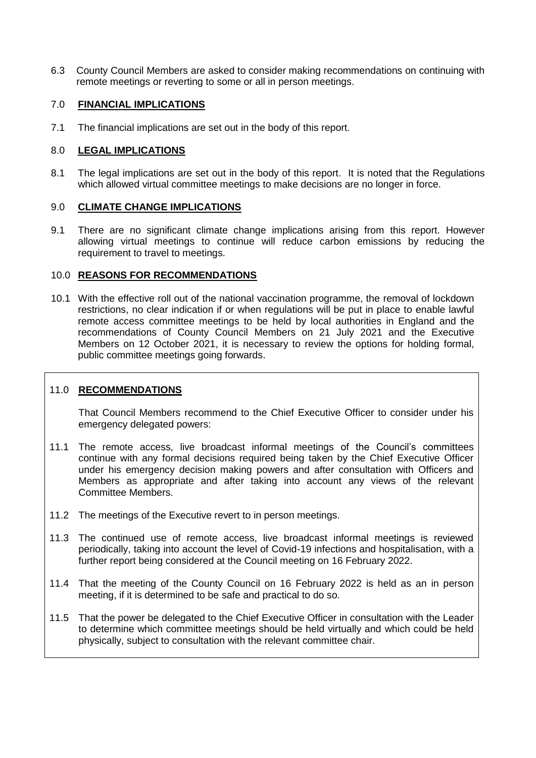6.3 County Council Members are asked to consider making recommendations on continuing with remote meetings or reverting to some or all in person meetings.

## 7.0 **FINANCIAL IMPLICATIONS**

7.1 The financial implications are set out in the body of this report.

## 8.0 **LEGAL IMPLICATIONS**

8.1 The legal implications are set out in the body of this report. It is noted that the Regulations which allowed virtual committee meetings to make decisions are no longer in force.

## 9.0 **CLIMATE CHANGE IMPLICATIONS**

9.1 There are no significant climate change implications arising from this report. However allowing virtual meetings to continue will reduce carbon emissions by reducing the requirement to travel to meetings.

## 10.0 **REASONS FOR RECOMMENDATIONS**

10.1 With the effective roll out of the national vaccination programme, the removal of lockdown restrictions, no clear indication if or when regulations will be put in place to enable lawful remote access committee meetings to be held by local authorities in England and the recommendations of County Council Members on 21 July 2021 and the Executive Members on 12 October 2021, it is necessary to review the options for holding formal, public committee meetings going forwards.

## 11.0 **RECOMMENDATIONS**

That Council Members recommend to the Chief Executive Officer to consider under his emergency delegated powers:

11.1 The remote access, live broadcast informal meetings of the Council's committees continue with any formal decisions required being taken by the Chief Executive Officer under his emergency decision making powers and after consultation with Officers and Members as appropriate and after taking into account any views of the relevant Committee Members.

11.2 The meetings of the Executive revert to in person meetings.

11.3 The continued use of remote access, live broadcast informal meetings is reviewed periodically, taking into account the level of Covid-19 infections and hospitalisation, with a further report being considered at the Council meeting on 16 February 2022.

11.4 That the meeting of the County Council on 16 February 2022 is held as an in person meeting, if it is determined to be safe and practical to do so.

11.5 That the power be delegated to the Chief Executive Officer in consultation with the Leader to determine which committee meetings should be held virtually and which could be held physically, subject to consultation with the relevant committee chair.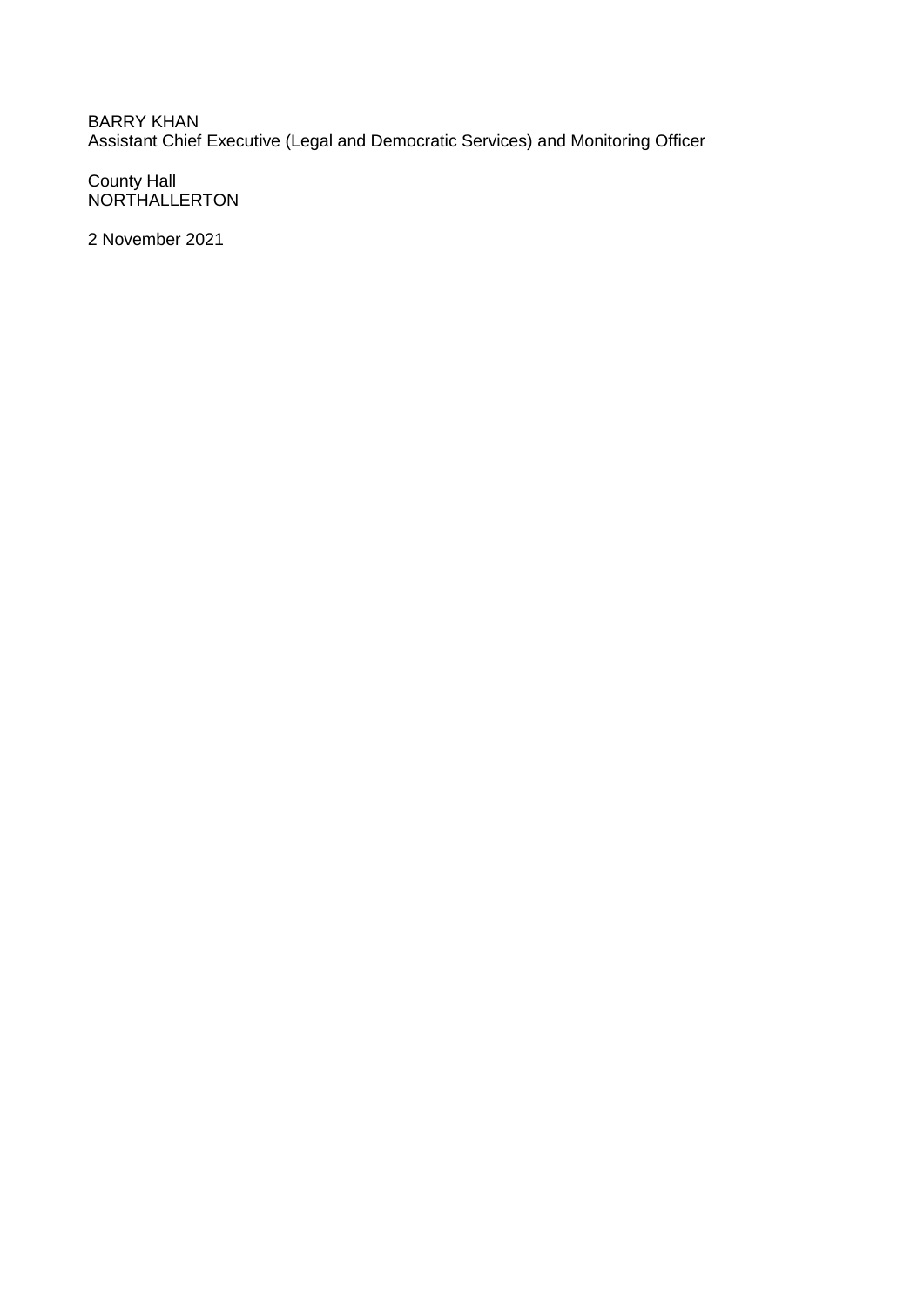BARRY KHAN
Assistant Chief Executive (Legal and Democratic Services) and Monitoring Officer

County Hall
NORTHALLERTON

2 November 2021